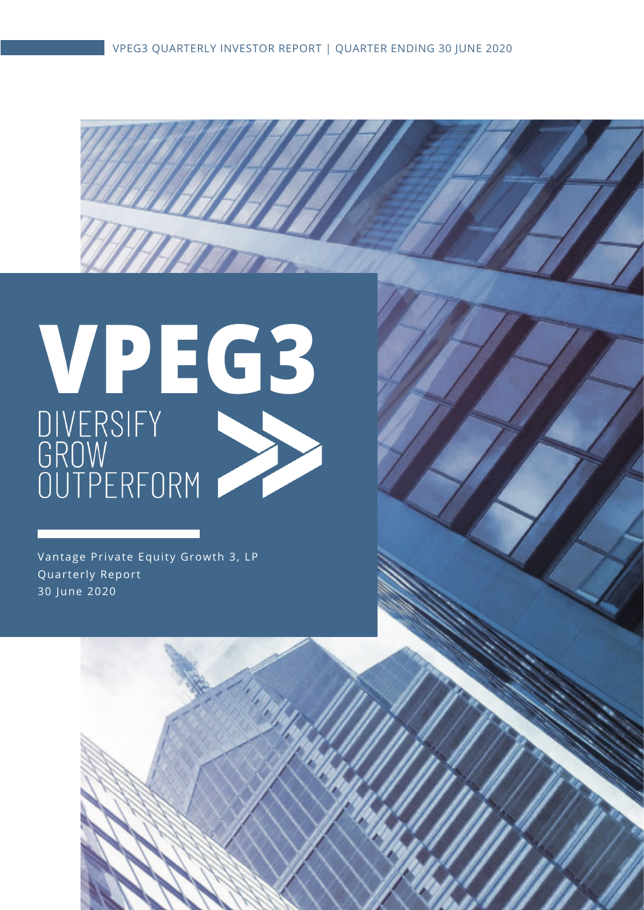VPEG3 QUARTERLY INVESTOR REPORT | QUARTER ENDING 30 JUNE 2020

# VPEG3

DIVERSIFY
GROW
OUTPERFORM

Vantage Private Equity Growth 3, LP
Quarterly Report
30 June 2020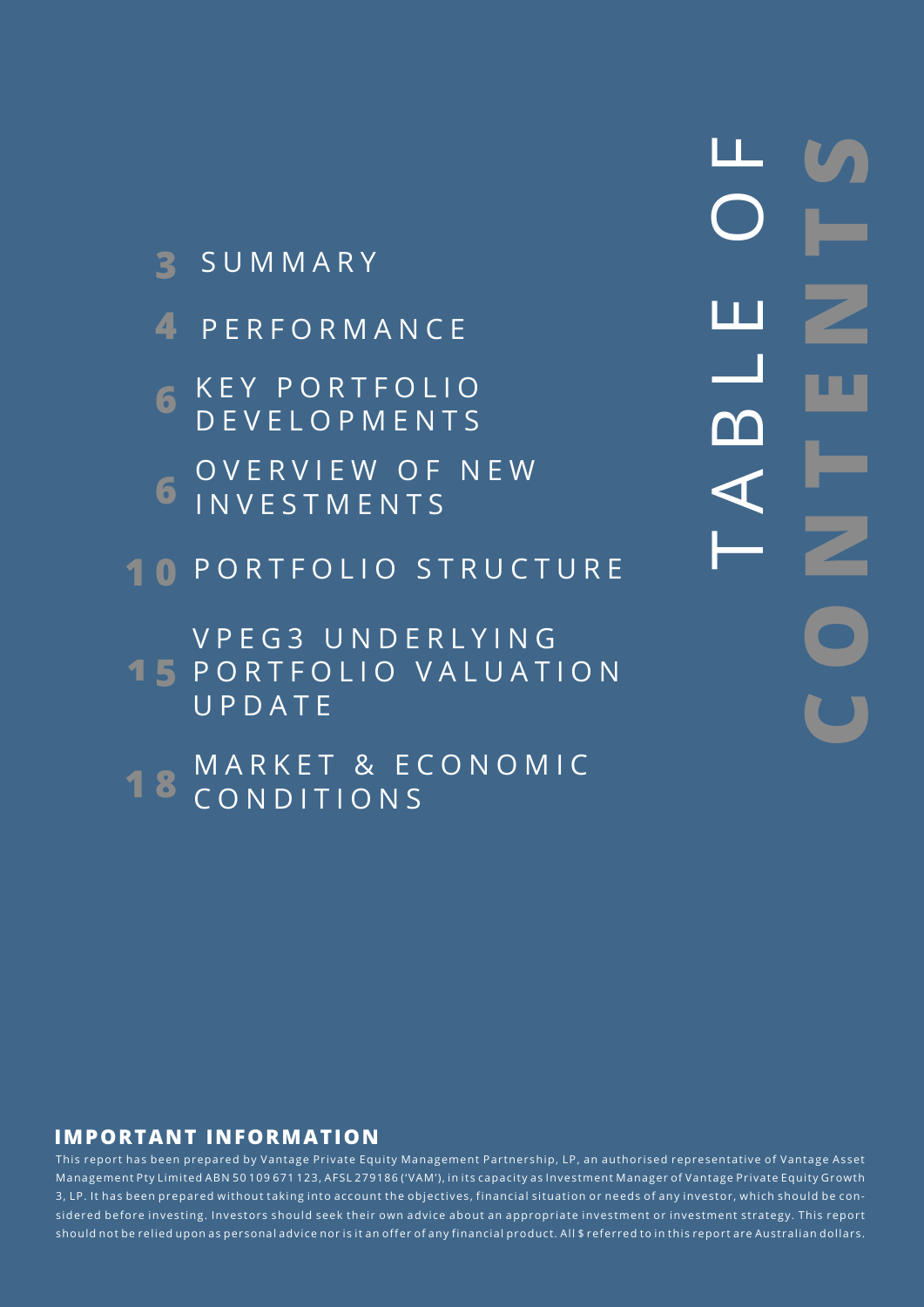# TABLE OF CONTENTS

3 SUMMARY

4 PERFORMANCE

6 KEY PORTFOLIO DEVELOPMENTS

6 OVERVIEW OF NEW INVESTMENTS

10 PORTFOLIO STRUCTURE

15 VPEG3 UNDERLYING PORTFOLIO VALUATION UPDATE

18 MARKET & ECONOMIC CONDITIONS

**IMPORTANT INFORMATION**

This report has been prepared by Vantage Private Equity Management Partnership, LP, an authorised representative of Vantage Asset Management Pty Limited ABN 50 109 671 123, AFSL 279186 ('VAM'), in its capacity as Investment Manager of Vantage Private Equity Growth 3, LP. It has been prepared without taking into account the objectives, financial situation or needs of any investor, which should be considered before investing. Investors should seek their own advice about an appropriate investment or investment strategy. This report should not be relied upon as personal advice nor is it an offer of any financial product. All $ referred to in this report are Australian dollars.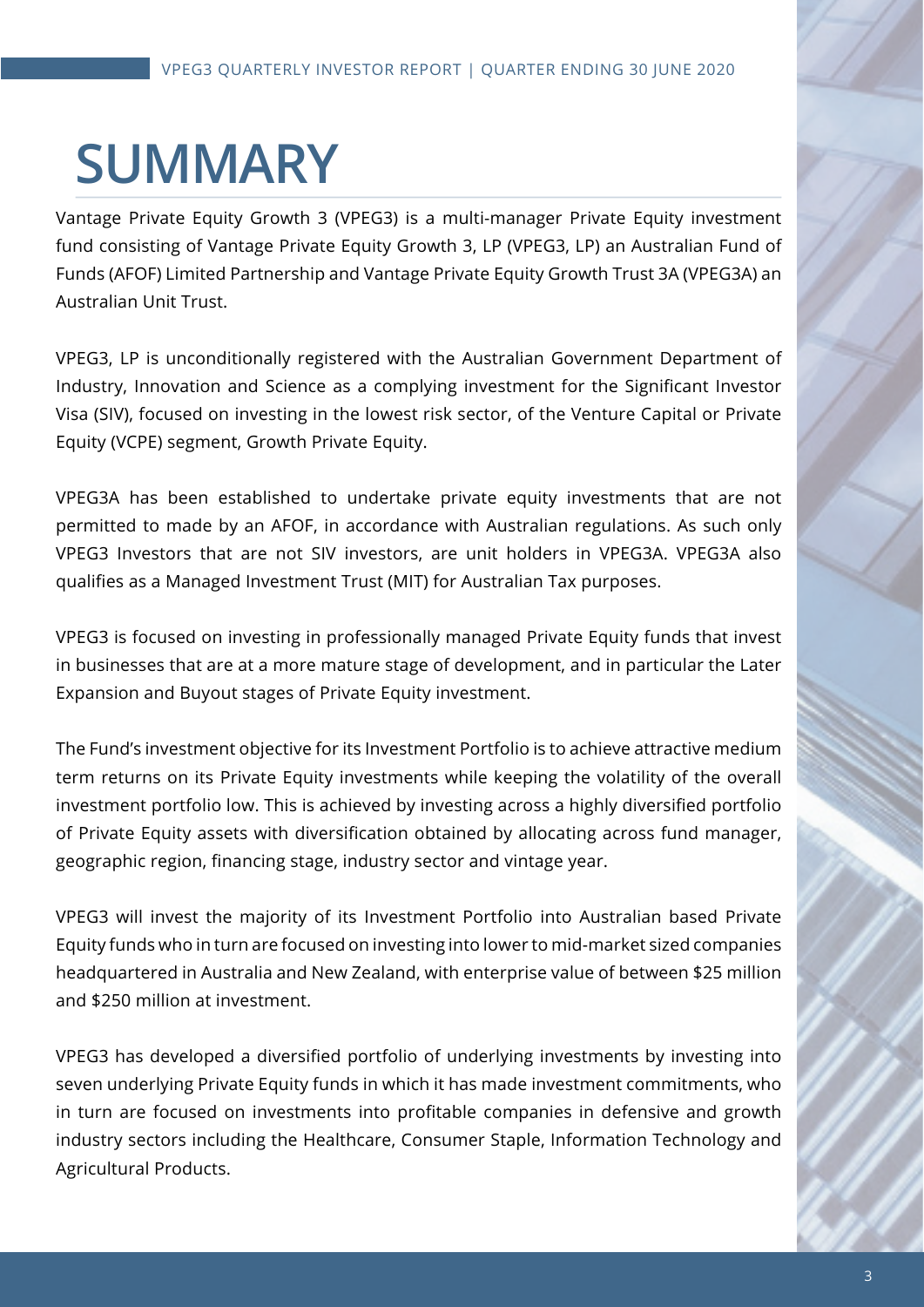# SUMMARY

Vantage Private Equity Growth 3 (VPEG3) is a multi-manager Private Equity investment fund consisting of Vantage Private Equity Growth 3, LP (VPEG3, LP) an Australian Fund of Funds (AFOF) Limited Partnership and Vantage Private Equity Growth Trust 3A (VPEG3A) an Australian Unit Trust.

VPEG3, LP is unconditionally registered with the Australian Government Department of Industry, Innovation and Science as a complying investment for the Significant Investor Visa (SIV), focused on investing in the lowest risk sector, of the Venture Capital or Private Equity (VCPE) segment, Growth Private Equity.

VPEG3A has been established to undertake private equity investments that are not permitted to made by an AFOF, in accordance with Australian regulations. As such only VPEG3 Investors that are not SIV investors, are unit holders in VPEG3A. VPEG3A also qualifies as a Managed Investment Trust (MIT) for Australian Tax purposes.

VPEG3 is focused on investing in professionally managed Private Equity funds that invest in businesses that are at a more mature stage of development, and in particular the Later Expansion and Buyout stages of Private Equity investment.

The Fund's investment objective for its Investment Portfolio is to achieve attractive medium term returns on its Private Equity investments while keeping the volatility of the overall investment portfolio low. This is achieved by investing across a highly diversified portfolio of Private Equity assets with diversification obtained by allocating across fund manager, geographic region, financing stage, industry sector and vintage year.

VPEG3 will invest the majority of its Investment Portfolio into Australian based Private Equity funds who in turn are focused on investing into lower to mid-market sized companies headquartered in Australia and New Zealand, with enterprise value of between $25 million and $250 million at investment.

VPEG3 has developed a diversified portfolio of underlying investments by investing into seven underlying Private Equity funds in which it has made investment commitments, who in turn are focused on investments into profitable companies in defensive and growth industry sectors including the Healthcare, Consumer Staple, Information Technology and Agricultural Products.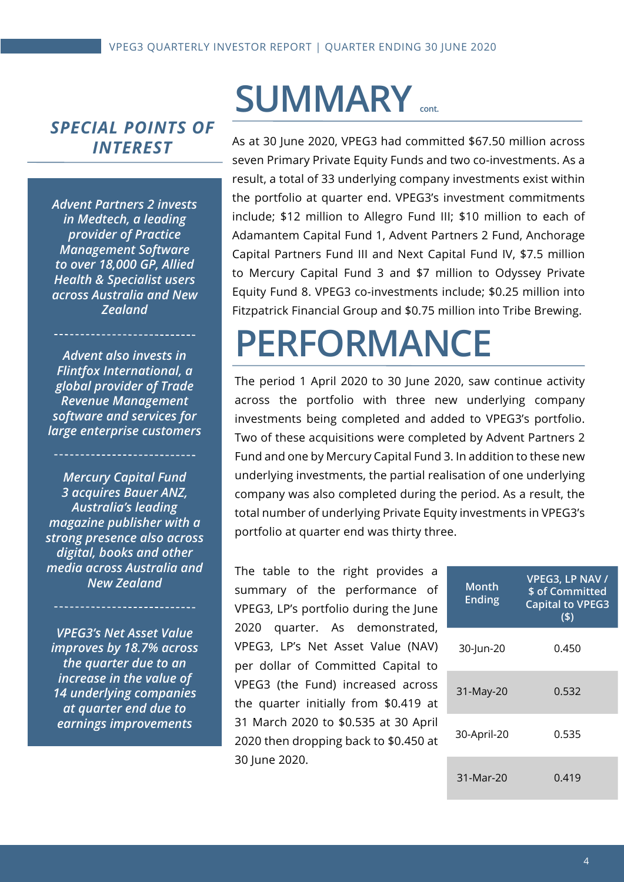## SPECIAL POINTS OF INTEREST

*Advent Partners 2 invests in Medtech, a leading provider of Practice Management Software to over 18,000 GP, Allied Health & Specialist users across Australia and New Zealand*

---

*Advent also invests in Flintfox International, a global provider of Trade Revenue Management software and services for large enterprise customers*

---

*Mercury Capital Fund 3 acquires Bauer ANZ, Australia's leading magazine publisher with a strong presence also across digital, books and other media across Australia and New Zealand*

---

*VPEG3's Net Asset Value improves by 18.7% across the quarter due to an increase in the value of 14 underlying companies at quarter end due to earnings improvements*

# SUMMARY cont.

As at 30 June 2020, VPEG3 had committed $67.50 million across seven Primary Private Equity Funds and two co-investments. As a result, a total of 33 underlying company investments exist within the portfolio at quarter end. VPEG3's investment commitments include; $12 million to Allegro Fund III; $10 million to each of Adamantem Capital Fund 1, Advent Partners 2 Fund, Anchorage Capital Partners Fund III and Next Capital Fund IV, $7.5 million to Mercury Capital Fund 3 and $7 million to Odyssey Private Equity Fund 8. VPEG3 co-investments include; $0.25 million into Fitzpatrick Financial Group and $0.75 million into Tribe Brewing.

# PERFORMANCE

The period 1 April 2020 to 30 June 2020, saw continue activity across the portfolio with three new underlying company investments being completed and added to VPEG3's portfolio. Two of these acquisitions were completed by Advent Partners 2 Fund and one by Mercury Capital Fund 3. In addition to these new underlying investments, the partial realisation of one underlying company was also completed during the period. As a result, the total number of underlying Private Equity investments in VPEG3's portfolio at quarter end was thirty three.

The table to the right provides a summary of the performance of VPEG3, LP's portfolio during the June 2020 quarter. As demonstrated, VPEG3, LP's Net Asset Value (NAV) per dollar of Committed Capital to VPEG3 (the Fund) increased across the quarter initially from $0.419 at 31 March 2020 to $0.535 at 30 April 2020 then dropping back to $0.450 at 30 June 2020.

| Month Ending | VPEG3, LP NAV / $ of Committed Capital to VPEG3 ($) |
|---|---|
| 30-Jun-20 | 0.450 |
| 31-May-20 | 0.532 |
| 30-April-20 | 0.535 |
| 31-Mar-20 | 0.419 |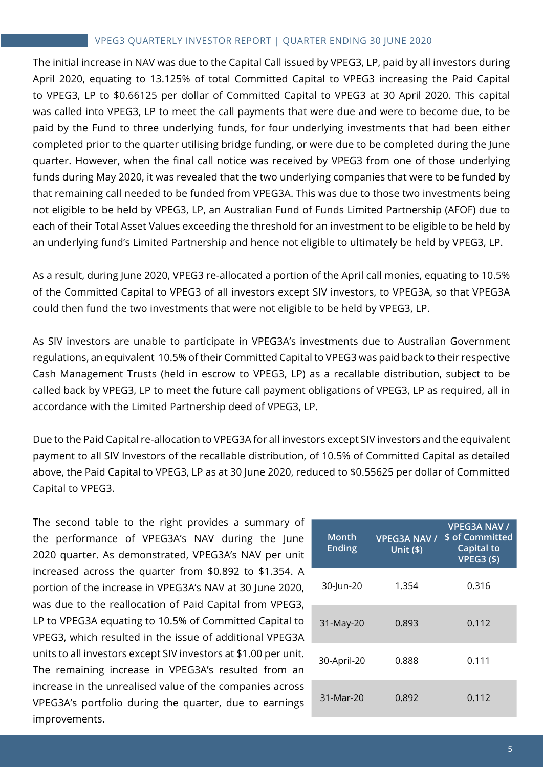The initial increase in NAV was due to the Capital Call issued by VPEG3, LP, paid by all investors during April 2020, equating to 13.125% of total Committed Capital to VPEG3 increasing the Paid Capital to VPEG3, LP to $0.66125 per dollar of Committed Capital to VPEG3 at 30 April 2020. This capital was called into VPEG3, LP to meet the call payments that were due and were to become due, to be paid by the Fund to three underlying funds, for four underlying investments that had been either completed prior to the quarter utilising bridge funding, or were due to be completed during the June quarter. However, when the final call notice was received by VPEG3 from one of those underlying funds during May 2020, it was revealed that the two underlying companies that were to be funded by that remaining call needed to be funded from VPEG3A. This was due to those two investments being not eligible to be held by VPEG3, LP, an Australian Fund of Funds Limited Partnership (AFOF) due to each of their Total Asset Values exceeding the threshold for an investment to be eligible to be held by an underlying fund's Limited Partnership and hence not eligible to ultimately be held by VPEG3, LP.

As a result, during June 2020, VPEG3 re-allocated a portion of the April call monies, equating to 10.5% of the Committed Capital to VPEG3 of all investors except SIV investors, to VPEG3A, so that VPEG3A could then fund the two investments that were not eligible to be held by VPEG3, LP.

As SIV investors are unable to participate in VPEG3A's investments due to Australian Government regulations, an equivalent 10.5% of their Committed Capital to VPEG3 was paid back to their respective Cash Management Trusts (held in escrow to VPEG3, LP) as a recallable distribution, subject to be called back by VPEG3, LP to meet the future call payment obligations of VPEG3, LP as required, all in accordance with the Limited Partnership deed of VPEG3, LP.

Due to the Paid Capital re-allocation to VPEG3A for all investors except SIV investors and the equivalent payment to all SIV Investors of the recallable distribution, of 10.5% of Committed Capital as detailed above, the Paid Capital to VPEG3, LP as at 30 June 2020, reduced to $0.55625 per dollar of Committed Capital to VPEG3.

The second table to the right provides a summary of the performance of VPEG3A's NAV during the June 2020 quarter. As demonstrated, VPEG3A's NAV per unit increased across the quarter from $0.892 to $1.354. A portion of the increase in VPEG3A's NAV at 30 June 2020, was due to the reallocation of Paid Capital from VPEG3, LP to VPEG3A equating to 10.5% of Committed Capital to VPEG3, which resulted in the issue of additional VPEG3A units to all investors except SIV investors at $1.00 per unit. The remaining increase in VPEG3A's resulted from an increase in the unrealised value of the companies across VPEG3A's portfolio during the quarter, due to earnings improvements.

| Month Ending | VPEG3A NAV / Unit ($) | VPEG3A NAV / $ of Committed Capital to VPEG3 ($) |
|---|---|---|
| 30-Jun-20 | 1.354 | 0.316 |
| 31-May-20 | 0.893 | 0.112 |
| 30-April-20 | 0.888 | 0.111 |
| 31-Mar-20 | 0.892 | 0.112 |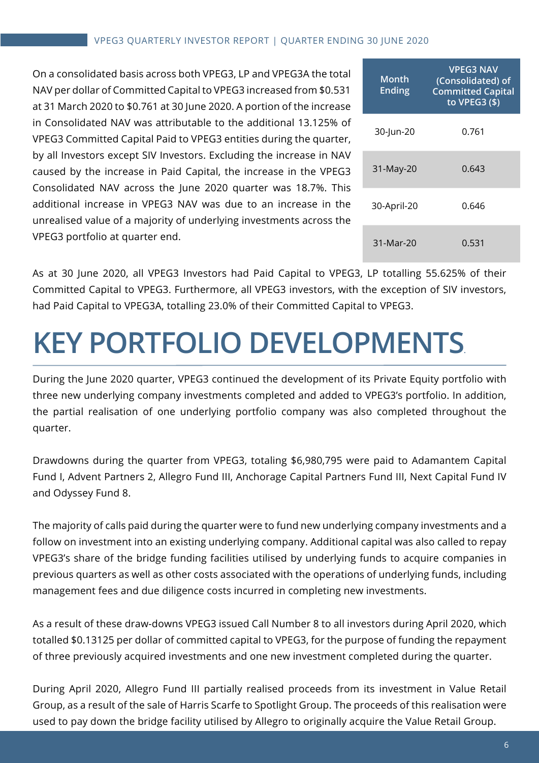On a consolidated basis across both VPEG3, LP and VPEG3A the total NAV per dollar of Committed Capital to VPEG3 increased from $0.531 at 31 March 2020 to $0.761 at 30 June 2020. A portion of the increase in Consolidated NAV was attributable to the additional 13.125% of VPEG3 Committed Capital Paid to VPEG3 entities during the quarter, by all Investors except SIV Investors. Excluding the increase in NAV caused by the increase in Paid Capital, the increase in the VPEG3 Consolidated NAV across the June 2020 quarter was 18.7%. This additional increase in VPEG3 NAV was due to an increase in the unrealised value of a majority of underlying investments across the VPEG3 portfolio at quarter end.

| Month Ending | VPEG3 NAV (Consolidated) of Committed Capital to VPEG3 ($) |
|---|---|
| 30-Jun-20 | 0.761 |
| 31-May-20 | 0.643 |
| 30-April-20 | 0.646 |
| 31-Mar-20 | 0.531 |

As at 30 June 2020, all VPEG3 Investors had Paid Capital to VPEG3, LP totalling 55.625% of their Committed Capital to VPEG3. Furthermore, all VPEG3 investors, with the exception of SIV investors, had Paid Capital to VPEG3A, totalling 23.0% of their Committed Capital to VPEG3.

# KEY PORTFOLIO DEVELOPMENTS

During the June 2020 quarter, VPEG3 continued the development of its Private Equity portfolio with three new underlying company investments completed and added to VPEG3's portfolio. In addition, the partial realisation of one underlying portfolio company was also completed throughout the quarter.

Drawdowns during the quarter from VPEG3, totaling $6,980,795 were paid to Adamantem Capital Fund I, Advent Partners 2, Allegro Fund III, Anchorage Capital Partners Fund III, Next Capital Fund IV and Odyssey Fund 8.

The majority of calls paid during the quarter were to fund new underlying company investments and a follow on investment into an existing underlying company. Additional capital was also called to repay VPEG3's share of the bridge funding facilities utilised by underlying funds to acquire companies in previous quarters as well as other costs associated with the operations of underlying funds, including management fees and due diligence costs incurred in completing new investments.

As a result of these draw-downs VPEG3 issued Call Number 8 to all investors during April 2020, which totalled $0.13125 per dollar of committed capital to VPEG3, for the purpose of funding the repayment of three previously acquired investments and one new investment completed during the quarter.

During April 2020, Allegro Fund III partially realised proceeds from its investment in Value Retail Group, as a result of the sale of Harris Scarfe to Spotlight Group. The proceeds of this realisation were used to pay down the bridge facility utilised by Allegro to originally acquire the Value Retail Group.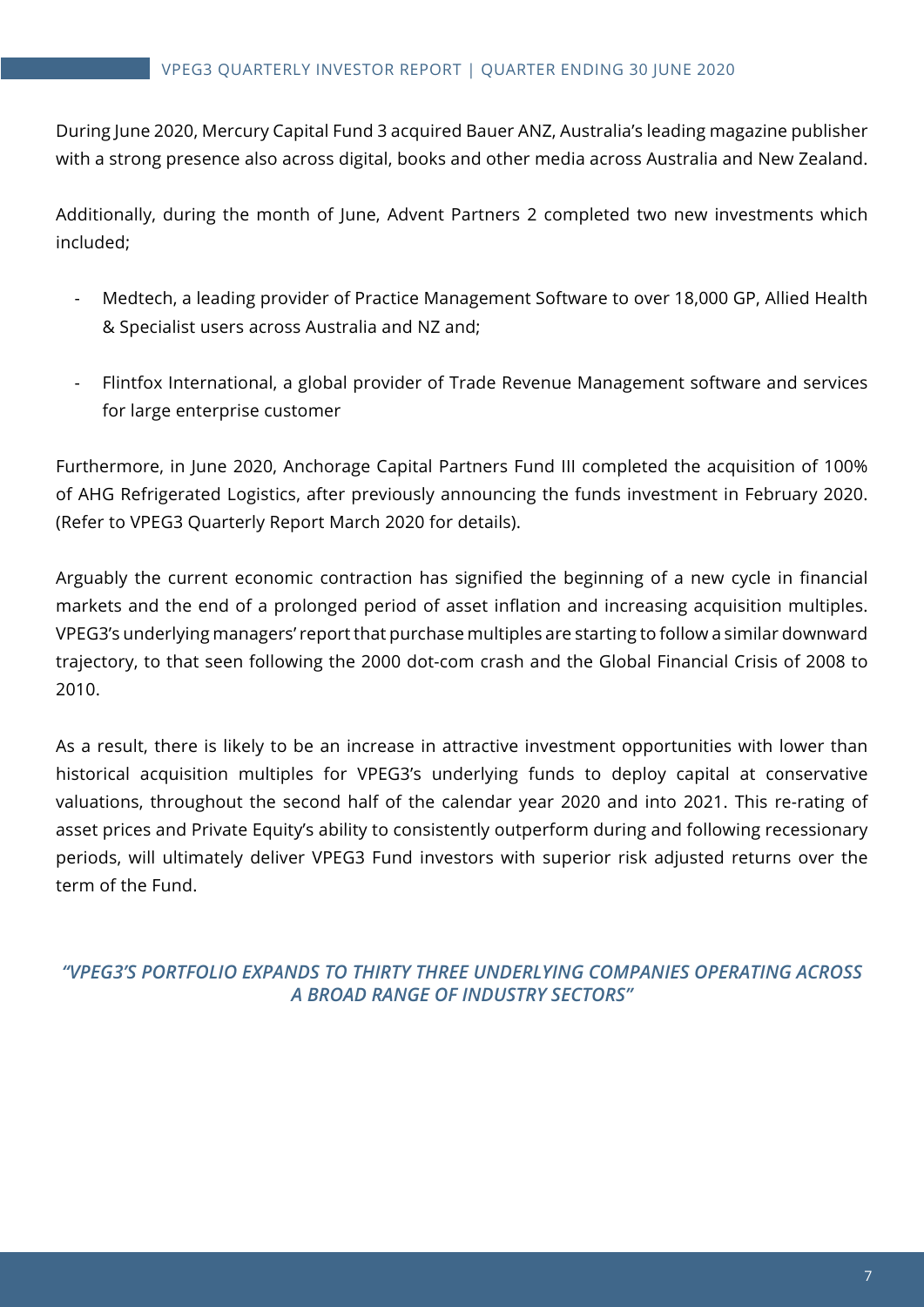During June 2020, Mercury Capital Fund 3 acquired Bauer ANZ, Australia's leading magazine publisher with a strong presence also across digital, books and other media across Australia and New Zealand.

Additionally, during the month of June, Advent Partners 2 completed two new investments which included;

- Medtech, a leading provider of Practice Management Software to over 18,000 GP, Allied Health & Specialist users across Australia and NZ and;
- Flintfox International, a global provider of Trade Revenue Management software and services for large enterprise customer

Furthermore, in June 2020, Anchorage Capital Partners Fund III completed the acquisition of 100% of AHG Refrigerated Logistics, after previously announcing the funds investment in February 2020. (Refer to VPEG3 Quarterly Report March 2020 for details).

Arguably the current economic contraction has signified the beginning of a new cycle in financial markets and the end of a prolonged period of asset inflation and increasing acquisition multiples. VPEG3's underlying managers' report that purchase multiples are starting to follow a similar downward trajectory, to that seen following the 2000 dot-com crash and the Global Financial Crisis of 2008 to 2010.

As a result, there is likely to be an increase in attractive investment opportunities with lower than historical acquisition multiples for VPEG3's underlying funds to deploy capital at conservative valuations, throughout the second half of the calendar year 2020 and into 2021. This re-rating of asset prices and Private Equity's ability to consistently outperform during and following recessionary periods, will ultimately deliver VPEG3 Fund investors with superior risk adjusted returns over the term of the Fund.

***"VPEG3'S PORTFOLIO EXPANDS TO THIRTY THREE UNDERLYING COMPANIES OPERATING ACROSS A BROAD RANGE OF INDUSTRY SECTORS"***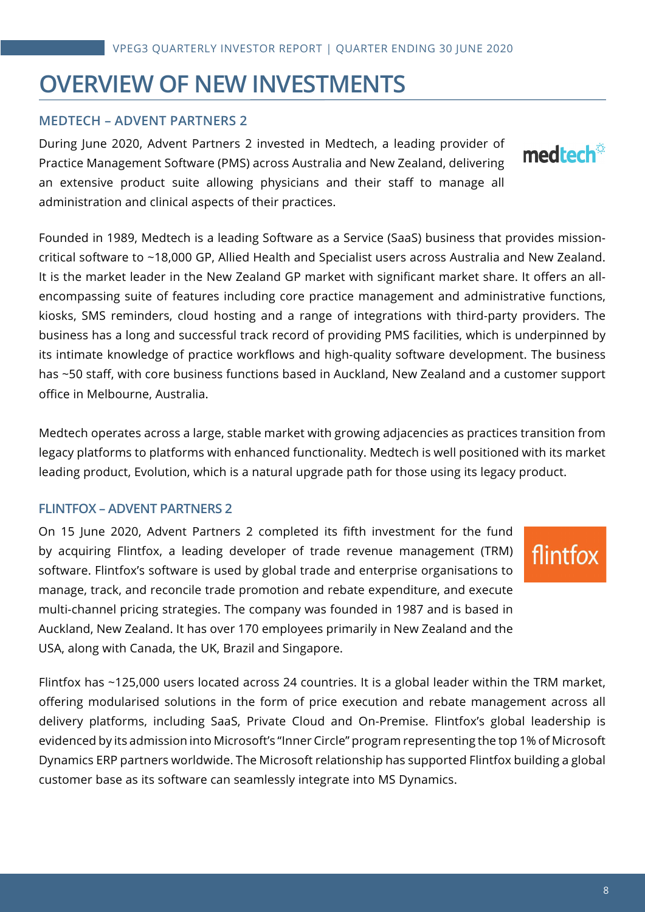# OVERVIEW OF NEW INVESTMENTS

## MEDTECH – ADVENT PARTNERS 2

During June 2020, Advent Partners 2 invested in Medtech, a leading provider of Practice Management Software (PMS) across Australia and New Zealand, delivering an extensive product suite allowing physicians and their staff to manage all administration and clinical aspects of their practices.

Founded in 1989, Medtech is a leading Software as a Service (SaaS) business that provides mission-critical software to ~18,000 GP, Allied Health and Specialist users across Australia and New Zealand. It is the market leader in the New Zealand GP market with significant market share. It offers an all-encompassing suite of features including core practice management and administrative functions, kiosks, SMS reminders, cloud hosting and a range of integrations with third-party providers. The business has a long and successful track record of providing PMS facilities, which is underpinned by its intimate knowledge of practice workflows and high-quality software development. The business has ~50 staff, with core business functions based in Auckland, New Zealand and a customer support office in Melbourne, Australia.

Medtech operates across a large, stable market with growing adjacencies as practices transition from legacy platforms to platforms with enhanced functionality. Medtech is well positioned with its market leading product, Evolution, which is a natural upgrade path for those using its legacy product.

## FLINTFOX – ADVENT PARTNERS 2

On 15 June 2020, Advent Partners 2 completed its fifth investment for the fund by acquiring Flintfox, a leading developer of trade revenue management (TRM) software. Flintfox's software is used by global trade and enterprise organisations to manage, track, and reconcile trade promotion and rebate expenditure, and execute multi-channel pricing strategies. The company was founded in 1987 and is based in Auckland, New Zealand. It has over 170 employees primarily in New Zealand and the USA, along with Canada, the UK, Brazil and Singapore.

Flintfox has ~125,000 users located across 24 countries. It is a global leader within the TRM market, offering modularised solutions in the form of price execution and rebate management across all delivery platforms, including SaaS, Private Cloud and On-Premise. Flintfox's global leadership is evidenced by its admission into Microsoft's "Inner Circle" program representing the top 1% of Microsoft Dynamics ERP partners worldwide. The Microsoft relationship has supported Flintfox building a global customer base as its software can seamlessly integrate into MS Dynamics.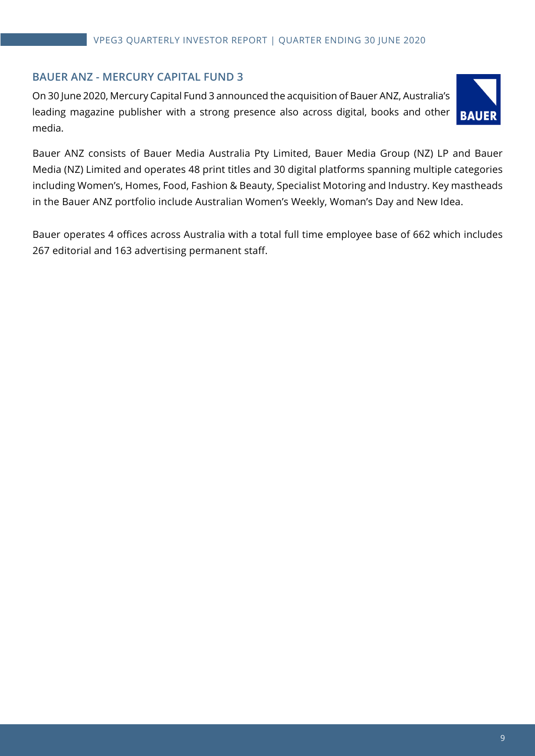## BAUER ANZ - MERCURY CAPITAL FUND 3

On 30 June 2020, Mercury Capital Fund 3 announced the acquisition of Bauer ANZ, Australia's leading magazine publisher with a strong presence also across digital, books and other media.

Bauer ANZ consists of Bauer Media Australia Pty Limited, Bauer Media Group (NZ) LP and Bauer Media (NZ) Limited and operates 48 print titles and 30 digital platforms spanning multiple categories including Women's, Homes, Food, Fashion & Beauty, Specialist Motoring and Industry. Key mastheads in the Bauer ANZ portfolio include Australian Women's Weekly, Woman's Day and New Idea.

Bauer operates 4 offices across Australia with a total full time employee base of 662 which includes 267 editorial and 163 advertising permanent staff.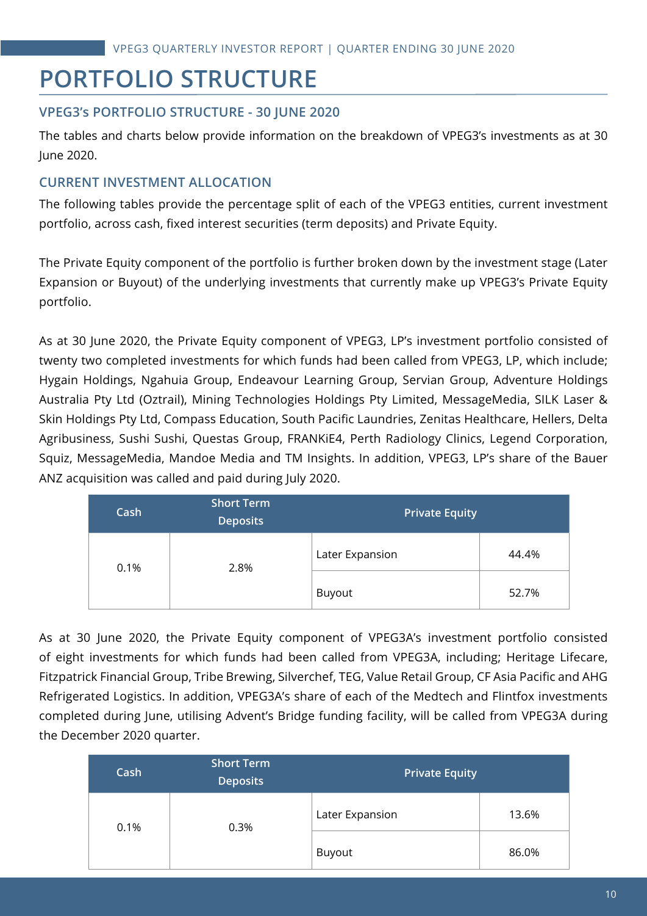# PORTFOLIO STRUCTURE

## VPEG3's PORTFOLIO STRUCTURE - 30 JUNE 2020

The tables and charts below provide information on the breakdown of VPEG3's investments as at 30 June 2020.

## CURRENT INVESTMENT ALLOCATION

The following tables provide the percentage split of each of the VPEG3 entities, current investment portfolio, across cash, fixed interest securities (term deposits) and Private Equity.

The Private Equity component of the portfolio is further broken down by the investment stage (Later Expansion or Buyout) of the underlying investments that currently make up VPEG3's Private Equity portfolio.

As at 30 June 2020, the Private Equity component of VPEG3, LP's investment portfolio consisted of twenty two completed investments for which funds had been called from VPEG3, LP, which include; Hygain Holdings, Ngahuia Group, Endeavour Learning Group, Servian Group, Adventure Holdings Australia Pty Ltd (Oztrail), Mining Technologies Holdings Pty Limited, MessageMedia, SILK Laser & Skin Holdings Pty Ltd, Compass Education, South Pacific Laundries, Zenitas Healthcare, Hellers, Delta Agribusiness, Sushi Sushi, Questas Group, FRANKiE4, Perth Radiology Clinics, Legend Corporation, Squiz, MessageMedia, Mandoe Media and TM Insights. In addition, VPEG3, LP's share of the Bauer ANZ acquisition was called and paid during July 2020.

| Cash | Short Term Deposits | Private Equity | |
|---|---|---|---|
| 0.1% | 2.8% | Later Expansion | 44.4% |
| | | Buyout | 52.7% |

As at 30 June 2020, the Private Equity component of VPEG3A's investment portfolio consisted of eight investments for which funds had been called from VPEG3A, including; Heritage Lifecare, Fitzpatrick Financial Group, Tribe Brewing, Silverchef, TEG, Value Retail Group, CF Asia Pacific and AHG Refrigerated Logistics. In addition, VPEG3A's share of each of the Medtech and Flintfox investments completed during June, utilising Advent's Bridge funding facility, will be called from VPEG3A during the December 2020 quarter.

| Cash | Short Term Deposits | Private Equity | |
|---|---|---|---|
| 0.1% | 0.3% | Later Expansion | 13.6% |
| | | Buyout | 86.0% |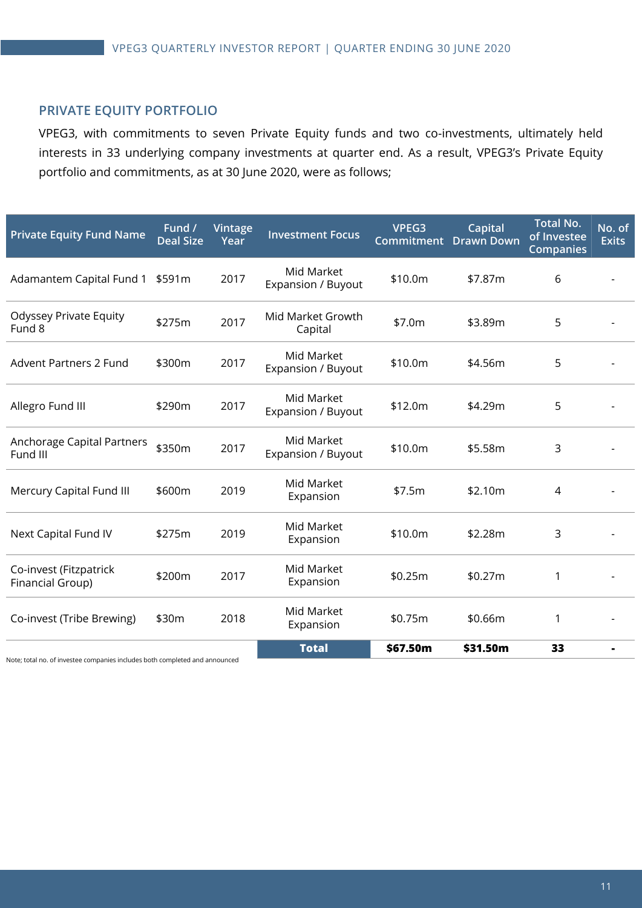## PRIVATE EQUITY PORTFOLIO

VPEG3, with commitments to seven Private Equity funds and two co-investments, ultimately held interests in 33 underlying company investments at quarter end. As a result, VPEG3's Private Equity portfolio and commitments, as at 30 June 2020, were as follows;

| Private Equity Fund Name | Fund / Deal Size | Vintage Year | Investment Focus | VPEG3 Commitment | Capital Drawn Down | Total No. of Investee Companies | No. of Exits |
|---|---|---|---|---|---|---|---|
| Adamantem Capital Fund 1 | $591m | 2017 | Mid Market Expansion / Buyout | $10.0m | $7.87m | 6 | - |
| Odyssey Private Equity Fund 8 | $275m | 2017 | Mid Market Growth Capital | $7.0m | $3.89m | 5 | - |
| Advent Partners 2 Fund | $300m | 2017 | Mid Market Expansion / Buyout | $10.0m | $4.56m | 5 | - |
| Allegro Fund III | $290m | 2017 | Mid Market Expansion / Buyout | $12.0m | $4.29m | 5 | - |
| Anchorage Capital Partners Fund III | $350m | 2017 | Mid Market Expansion / Buyout | $10.0m | $5.58m | 3 | - |
| Mercury Capital Fund III | $600m | 2019 | Mid Market Expansion | $7.5m | $2.10m | 4 | - |
| Next Capital Fund IV | $275m | 2019 | Mid Market Expansion | $10.0m | $2.28m | 3 | - |
| Co-invest (Fitzpatrick Financial Group) | $200m | 2017 | Mid Market Expansion | $0.25m | $0.27m | 1 | - |
| Co-invest (Tribe Brewing) | $30m | 2018 | Mid Market Expansion | $0.75m | $0.66m | 1 | - |
| | | | **Total** | **$67.50m** | **$31.50m** | **33** | **-** |

Note; total no. of investee companies includes both completed and announced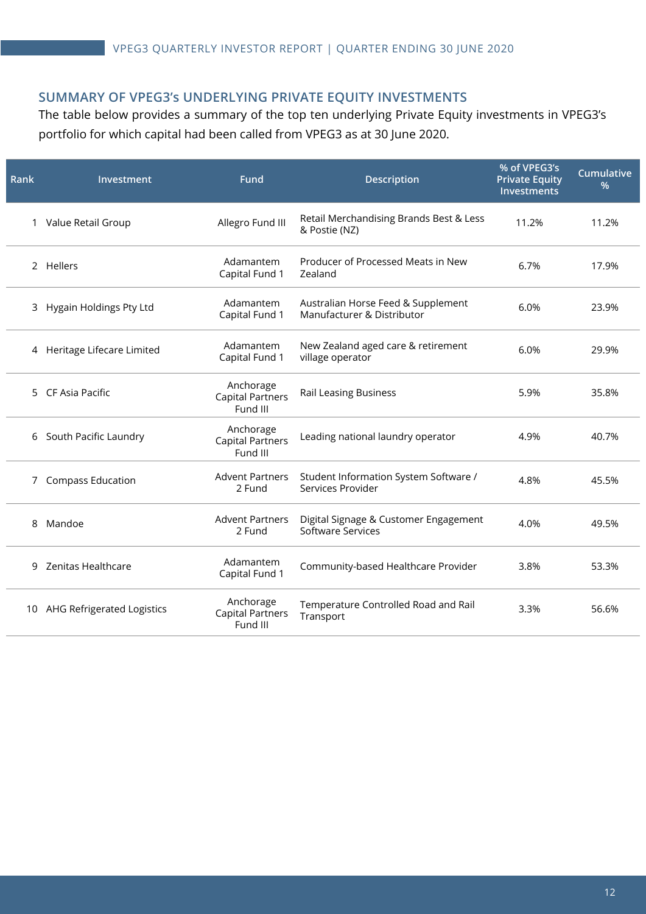## SUMMARY OF VPEG3's UNDERLYING PRIVATE EQUITY INVESTMENTS

The table below provides a summary of the top ten underlying Private Equity investments in VPEG3's portfolio for which capital had been called from VPEG3 as at 30 June 2020.

| Rank | Investment | Fund | Description | % of VPEG3's Private Equity Investments | Cumulative % |
|---|---|---|---|---|---|
| 1 | Value Retail Group | Allegro Fund III | Retail Merchandising Brands Best & Less & Postie (NZ) | 11.2% | 11.2% |
| 2 | Hellers | Adamantem Capital Fund 1 | Producer of Processed Meats in New Zealand | 6.7% | 17.9% |
| 3 | Hygain Holdings Pty Ltd | Adamantem Capital Fund 1 | Australian Horse Feed & Supplement Manufacturer & Distributor | 6.0% | 23.9% |
| 4 | Heritage Lifecare Limited | Adamantem Capital Fund 1 | New Zealand aged care & retirement village operator | 6.0% | 29.9% |
| 5 | CF Asia Pacific | Anchorage Capital Partners Fund III | Rail Leasing Business | 5.9% | 35.8% |
| 6 | South Pacific Laundry | Anchorage Capital Partners Fund III | Leading national laundry operator | 4.9% | 40.7% |
| 7 | Compass Education | Advent Partners 2 Fund | Student Information System Software / Services Provider | 4.8% | 45.5% |
| 8 | Mandoe | Advent Partners 2 Fund | Digital Signage & Customer Engagement Software Services | 4.0% | 49.5% |
| 9 | Zenitas Healthcare | Adamantem Capital Fund 1 | Community-based Healthcare Provider | 3.8% | 53.3% |
| 10 | AHG Refrigerated Logistics | Anchorage Capital Partners Fund III | Temperature Controlled Road and Rail Transport | 3.3% | 56.6% |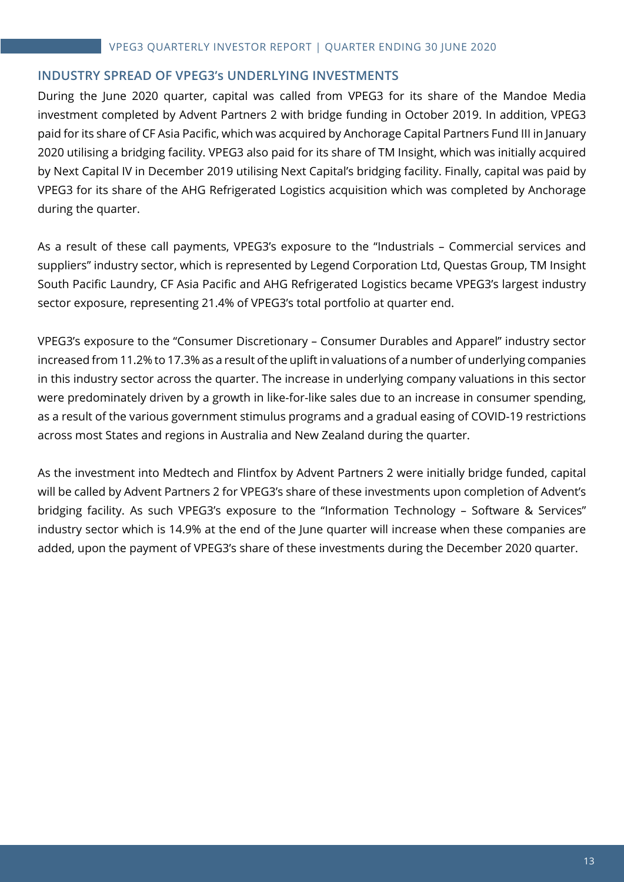## INDUSTRY SPREAD OF VPEG3's UNDERLYING INVESTMENTS

During the June 2020 quarter, capital was called from VPEG3 for its share of the Mandoe Media investment completed by Advent Partners 2 with bridge funding in October 2019. In addition, VPEG3 paid for its share of CF Asia Pacific, which was acquired by Anchorage Capital Partners Fund III in January 2020 utilising a bridging facility. VPEG3 also paid for its share of TM Insight, which was initially acquired by Next Capital IV in December 2019 utilising Next Capital's bridging facility. Finally, capital was paid by VPEG3 for its share of the AHG Refrigerated Logistics acquisition which was completed by Anchorage during the quarter.

As a result of these call payments, VPEG3's exposure to the "Industrials – Commercial services and suppliers" industry sector, which is represented by Legend Corporation Ltd, Questas Group, TM Insight South Pacific Laundry, CF Asia Pacific and AHG Refrigerated Logistics became VPEG3's largest industry sector exposure, representing 21.4% of VPEG3's total portfolio at quarter end.

VPEG3's exposure to the "Consumer Discretionary – Consumer Durables and Apparel" industry sector increased from 11.2% to 17.3% as a result of the uplift in valuations of a number of underlying companies in this industry sector across the quarter. The increase in underlying company valuations in this sector were predominately driven by a growth in like-for-like sales due to an increase in consumer spending, as a result of the various government stimulus programs and a gradual easing of COVID-19 restrictions across most States and regions in Australia and New Zealand during the quarter.

As the investment into Medtech and Flintfox by Advent Partners 2 were initially bridge funded, capital will be called by Advent Partners 2 for VPEG3's share of these investments upon completion of Advent's bridging facility. As such VPEG3's exposure to the "Information Technology – Software & Services" industry sector which is 14.9% at the end of the June quarter will increase when these companies are added, upon the payment of VPEG3's share of these investments during the December 2020 quarter.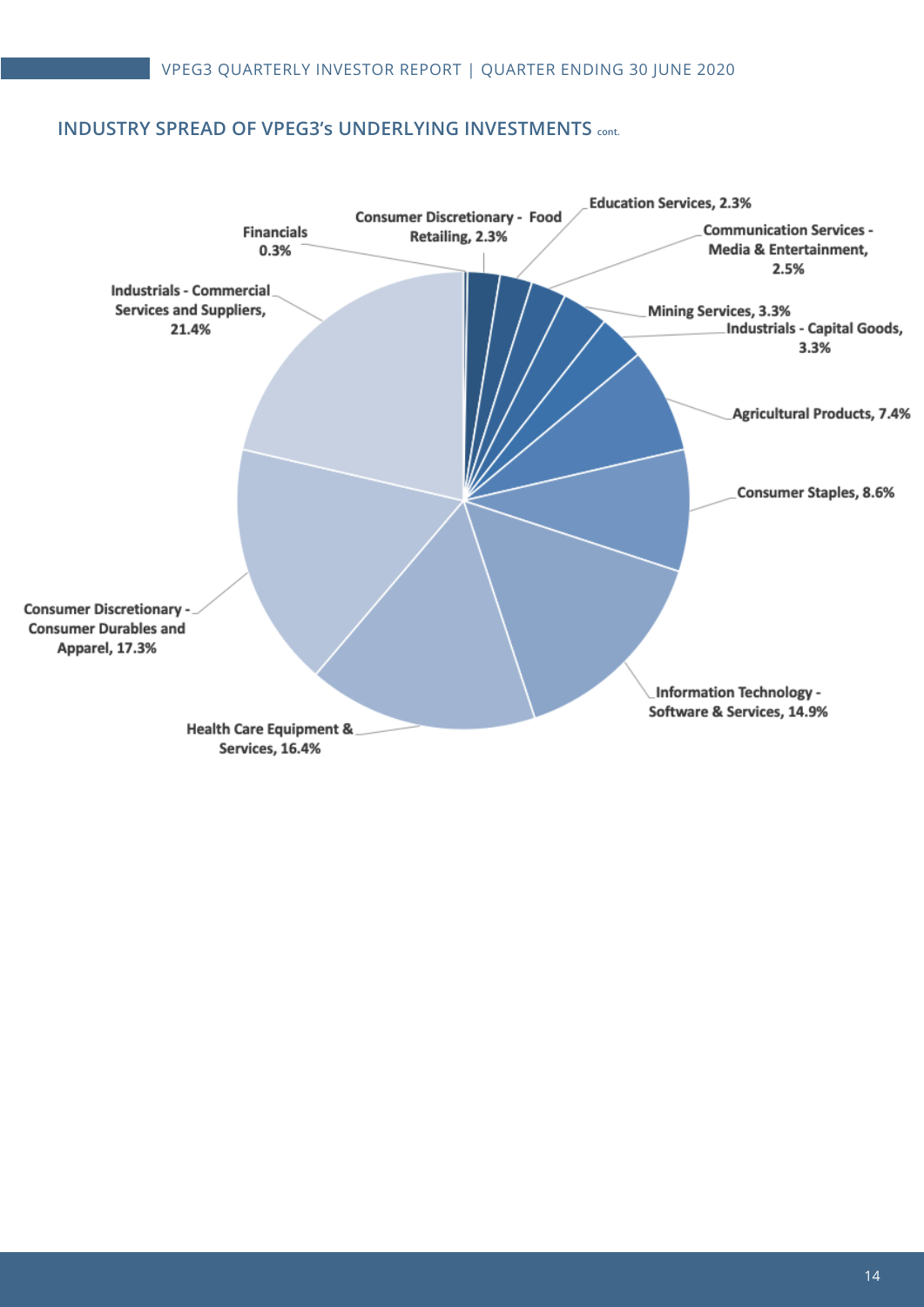## INDUSTRY SPREAD OF VPEG3's UNDERLYING INVESTMENTS cont.

Financials 0.3%

Consumer Discretionary - Food Retailing, 2.3%

Education Services, 2.3%

Communication Services - Media & Entertainment, 2.5%

Mining Services, 3.3%

Industrials - Capital Goods, 3.3%

Agricultural Products, 7.4%

Consumer Staples, 8.6%

Information Technology - Software & Services, 14.9%

Health Care Equipment & Services, 16.4%

Consumer Discretionary - Consumer Durables and Apparel, 17.3%

Industrials - Commercial Services and Suppliers, 21.4%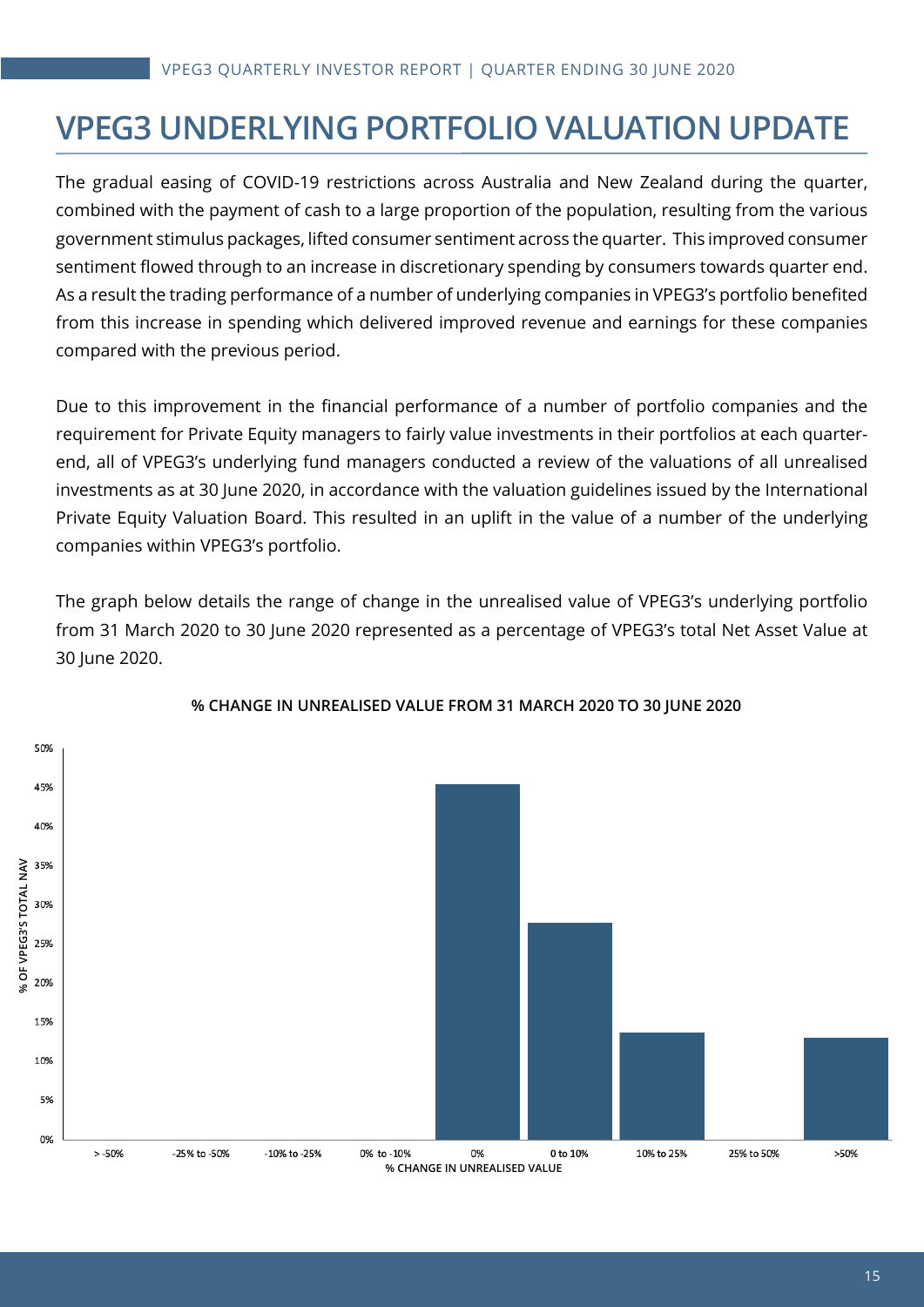# VPEG3 UNDERLYING PORTFOLIO VALUATION UPDATE

The gradual easing of COVID-19 restrictions across Australia and New Zealand during the quarter, combined with the payment of cash to a large proportion of the population, resulting from the various government stimulus packages, lifted consumer sentiment across the quarter. This improved consumer sentiment flowed through to an increase in discretionary spending by consumers towards quarter end. As a result the trading performance of a number of underlying companies in VPEG3's portfolio benefited from this increase in spending which delivered improved revenue and earnings for these companies compared with the previous period.

Due to this improvement in the financial performance of a number of portfolio companies and the requirement for Private Equity managers to fairly value investments in their portfolios at each quarter-end, all of VPEG3's underlying fund managers conducted a review of the valuations of all unrealised investments as at 30 June 2020, in accordance with the valuation guidelines issued by the International Private Equity Valuation Board. This resulted in an uplift in the value of a number of the underlying companies within VPEG3's portfolio.

The graph below details the range of change in the unrealised value of VPEG3's underlying portfolio from 31 March 2020 to 30 June 2020 represented as a percentage of VPEG3's total Net Asset Value at 30 June 2020.

**% CHANGE IN UNREALISED VALUE FROM 31 MARCH 2020 TO 30 JUNE 2020**

| % CHANGE IN UNREALISED VALUE | % OF VPEG3'S TOTAL NAV (approx.) |
|---|---|
| > -50% | 0% |
| -25% to -50% | 0% |
| -10% to -25% | 0% |
| 0% to -10% | 0% |
| 0% | ~45% |
| 0 to 10% | ~28% |
| 10% to 25% | ~14% |
| 25% to 50% | 0% |
| >50% | ~13% |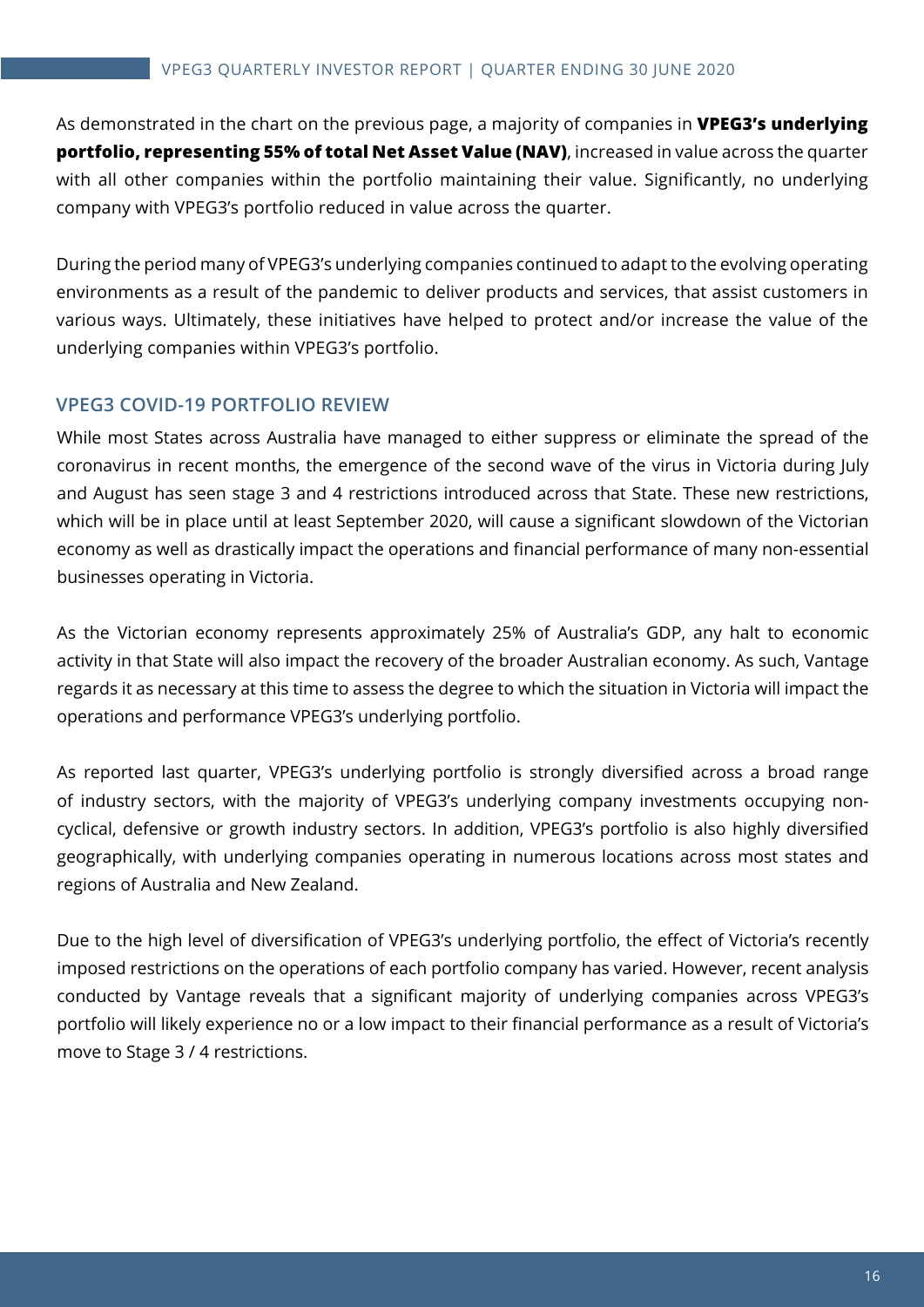As demonstrated in the chart on the previous page, a majority of companies in **VPEG3's underlying portfolio, representing 55% of total Net Asset Value (NAV)**, increased in value across the quarter with all other companies within the portfolio maintaining their value. Significantly, no underlying company with VPEG3's portfolio reduced in value across the quarter.

During the period many of VPEG3's underlying companies continued to adapt to the evolving operating environments as a result of the pandemic to deliver products and services, that assist customers in various ways. Ultimately, these initiatives have helped to protect and/or increase the value of the underlying companies within VPEG3's portfolio.

## VPEG3 COVID-19 PORTFOLIO REVIEW

While most States across Australia have managed to either suppress or eliminate the spread of the coronavirus in recent months, the emergence of the second wave of the virus in Victoria during July and August has seen stage 3 and 4 restrictions introduced across that State. These new restrictions, which will be in place until at least September 2020, will cause a significant slowdown of the Victorian economy as well as drastically impact the operations and financial performance of many non-essential businesses operating in Victoria.

As the Victorian economy represents approximately 25% of Australia's GDP, any halt to economic activity in that State will also impact the recovery of the broader Australian economy. As such, Vantage regards it as necessary at this time to assess the degree to which the situation in Victoria will impact the operations and performance VPEG3's underlying portfolio.

As reported last quarter, VPEG3's underlying portfolio is strongly diversified across a broad range of industry sectors, with the majority of VPEG3's underlying company investments occupying non-cyclical, defensive or growth industry sectors. In addition, VPEG3's portfolio is also highly diversified geographically, with underlying companies operating in numerous locations across most states and regions of Australia and New Zealand.

Due to the high level of diversification of VPEG3's underlying portfolio, the effect of Victoria's recently imposed restrictions on the operations of each portfolio company has varied. However, recent analysis conducted by Vantage reveals that a significant majority of underlying companies across VPEG3's portfolio will likely experience no or a low impact to their financial performance as a result of Victoria's move to Stage 3 / 4 restrictions.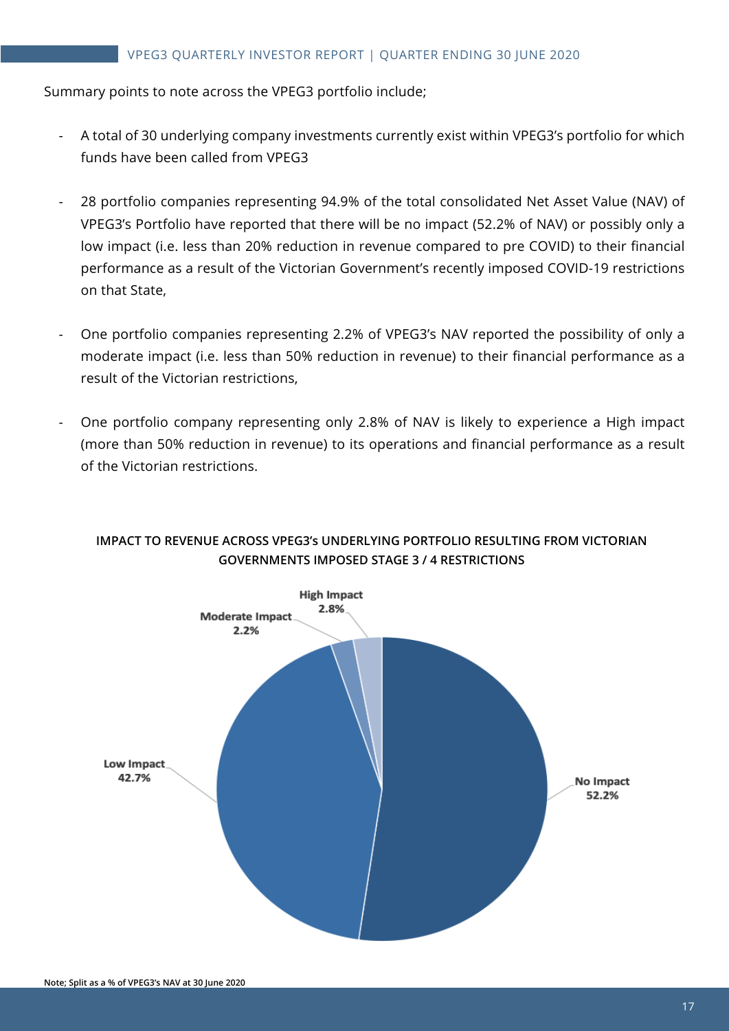Summary points to note across the VPEG3 portfolio include;

- A total of 30 underlying company investments currently exist within VPEG3's portfolio for which funds have been called from VPEG3
- 28 portfolio companies representing 94.9% of the total consolidated Net Asset Value (NAV) of VPEG3's Portfolio have reported that there will be no impact (52.2% of NAV) or possibly only a low impact (i.e. less than 20% reduction in revenue compared to pre COVID) to their financial performance as a result of the Victorian Government's recently imposed COVID-19 restrictions on that State,
- One portfolio companies representing 2.2% of VPEG3's NAV reported the possibility of only a moderate impact (i.e. less than 50% reduction in revenue) to their financial performance as a result of the Victorian restrictions,
- One portfolio company representing only 2.8% of NAV is likely to experience a High impact (more than 50% reduction in revenue) to its operations and financial performance as a result of the Victorian restrictions.

**IMPACT TO REVENUE ACROSS VPEG3's UNDERLYING PORTFOLIO RESULTING FROM VICTORIAN GOVERNMENTS IMPOSED STAGE 3 / 4 RESTRICTIONS**

| Impact | % of NAV |
|---|---|
| No Impact | 52.2% |
| Low Impact | 42.7% |
| Moderate Impact | 2.2% |
| High Impact | 2.8% |

**Note; Split as a % of VPEG3's NAV at 30 June 2020**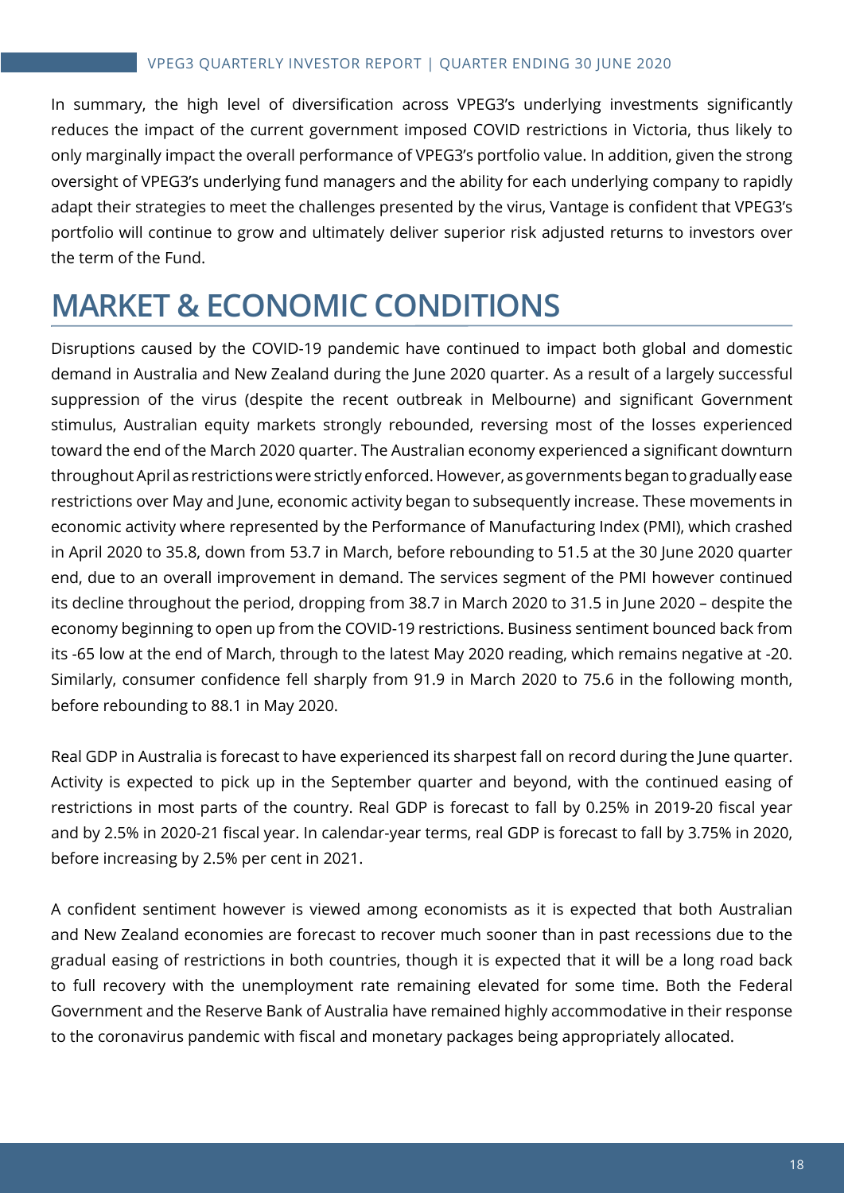In summary, the high level of diversification across VPEG3's underlying investments significantly reduces the impact of the current government imposed COVID restrictions in Victoria, thus likely to only marginally impact the overall performance of VPEG3's portfolio value. In addition, given the strong oversight of VPEG3's underlying fund managers and the ability for each underlying company to rapidly adapt their strategies to meet the challenges presented by the virus, Vantage is confident that VPEG3's portfolio will continue to grow and ultimately deliver superior risk adjusted returns to investors over the term of the Fund.

# MARKET & ECONOMIC CONDITIONS

Disruptions caused by the COVID-19 pandemic have continued to impact both global and domestic demand in Australia and New Zealand during the June 2020 quarter. As a result of a largely successful suppression of the virus (despite the recent outbreak in Melbourne) and significant Government stimulus, Australian equity markets strongly rebounded, reversing most of the losses experienced toward the end of the March 2020 quarter. The Australian economy experienced a significant downturn throughout April as restrictions were strictly enforced. However, as governments began to gradually ease restrictions over May and June, economic activity began to subsequently increase. These movements in economic activity where represented by the Performance of Manufacturing Index (PMI), which crashed in April 2020 to 35.8, down from 53.7 in March, before rebounding to 51.5 at the 30 June 2020 quarter end, due to an overall improvement in demand. The services segment of the PMI however continued its decline throughout the period, dropping from 38.7 in March 2020 to 31.5 in June 2020 – despite the economy beginning to open up from the COVID-19 restrictions. Business sentiment bounced back from its -65 low at the end of March, through to the latest May 2020 reading, which remains negative at -20. Similarly, consumer confidence fell sharply from 91.9 in March 2020 to 75.6 in the following month, before rebounding to 88.1 in May 2020.

Real GDP in Australia is forecast to have experienced its sharpest fall on record during the June quarter. Activity is expected to pick up in the September quarter and beyond, with the continued easing of restrictions in most parts of the country. Real GDP is forecast to fall by 0.25% in 2019-20 fiscal year and by 2.5% in 2020-21 fiscal year. In calendar-year terms, real GDP is forecast to fall by 3.75% in 2020, before increasing by 2.5% per cent in 2021.

A confident sentiment however is viewed among economists as it is expected that both Australian and New Zealand economies are forecast to recover much sooner than in past recessions due to the gradual easing of restrictions in both countries, though it is expected that it will be a long road back to full recovery with the unemployment rate remaining elevated for some time. Both the Federal Government and the Reserve Bank of Australia have remained highly accommodative in their response to the coronavirus pandemic with fiscal and monetary packages being appropriately allocated.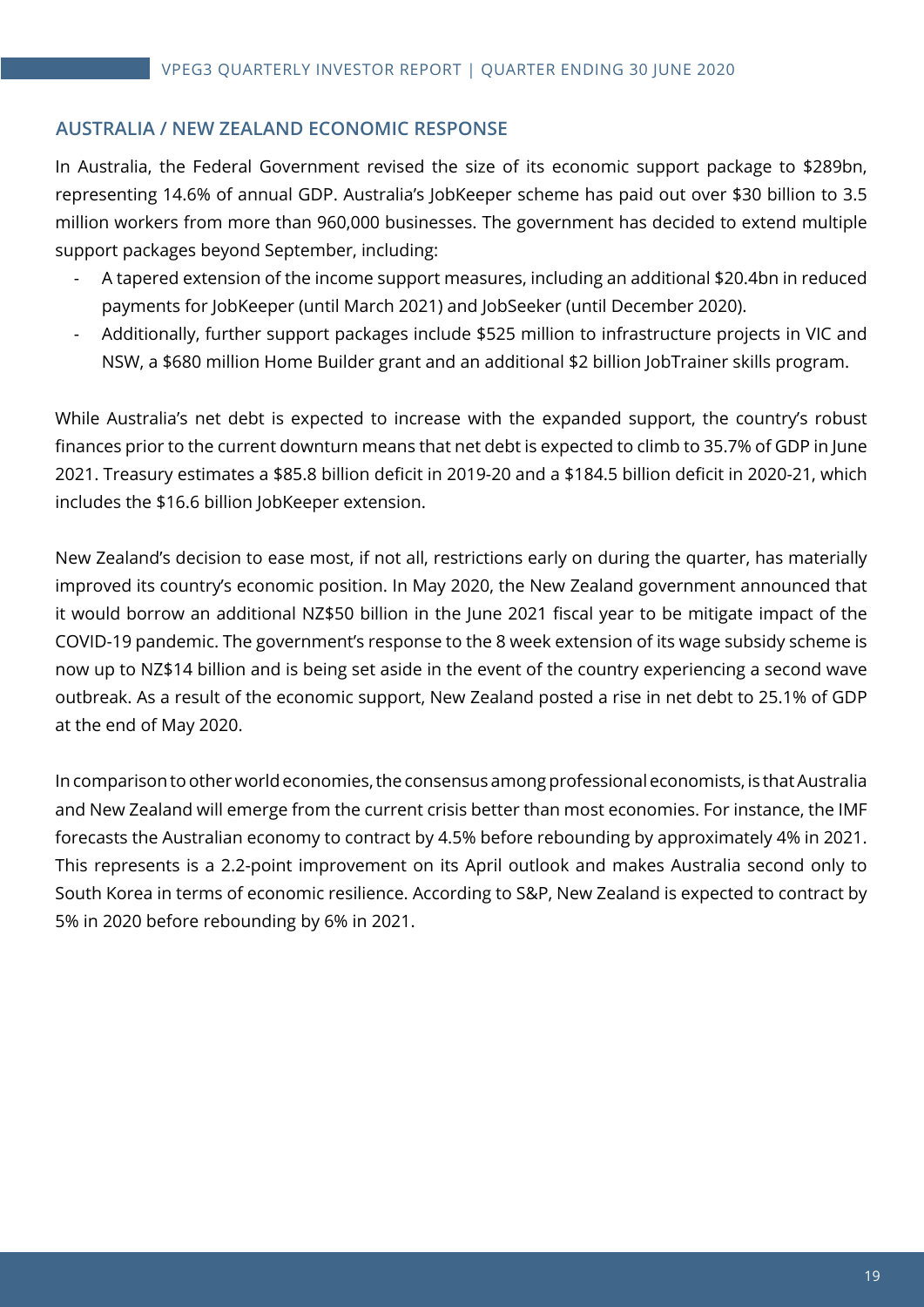## AUSTRALIA / NEW ZEALAND ECONOMIC RESPONSE

In Australia, the Federal Government revised the size of its economic support package to $289bn, representing 14.6% of annual GDP. Australia's JobKeeper scheme has paid out over $30 billion to 3.5 million workers from more than 960,000 businesses. The government has decided to extend multiple support packages beyond September, including:

- A tapered extension of the income support measures, including an additional $20.4bn in reduced payments for JobKeeper (until March 2021) and JobSeeker (until December 2020).
- Additionally, further support packages include $525 million to infrastructure projects in VIC and NSW, a $680 million Home Builder grant and an additional $2 billion JobTrainer skills program.

While Australia's net debt is expected to increase with the expanded support, the country's robust finances prior to the current downturn means that net debt is expected to climb to 35.7% of GDP in June 2021. Treasury estimates a $85.8 billion deficit in 2019-20 and a $184.5 billion deficit in 2020-21, which includes the $16.6 billion JobKeeper extension.

New Zealand's decision to ease most, if not all, restrictions early on during the quarter, has materially improved its country's economic position. In May 2020, the New Zealand government announced that it would borrow an additional NZ$50 billion in the June 2021 fiscal year to be mitigate impact of the COVID-19 pandemic. The government's response to the 8 week extension of its wage subsidy scheme is now up to NZ$14 billion and is being set aside in the event of the country experiencing a second wave outbreak. As a result of the economic support, New Zealand posted a rise in net debt to 25.1% of GDP at the end of May 2020.

In comparison to other world economies, the consensus among professional economists, is that Australia and New Zealand will emerge from the current crisis better than most economies. For instance, the IMF forecasts the Australian economy to contract by 4.5% before rebounding by approximately 4% in 2021. This represents is a 2.2-point improvement on its April outlook and makes Australia second only to South Korea in terms of economic resilience. According to S&P, New Zealand is expected to contract by 5% in 2020 before rebounding by 6% in 2021.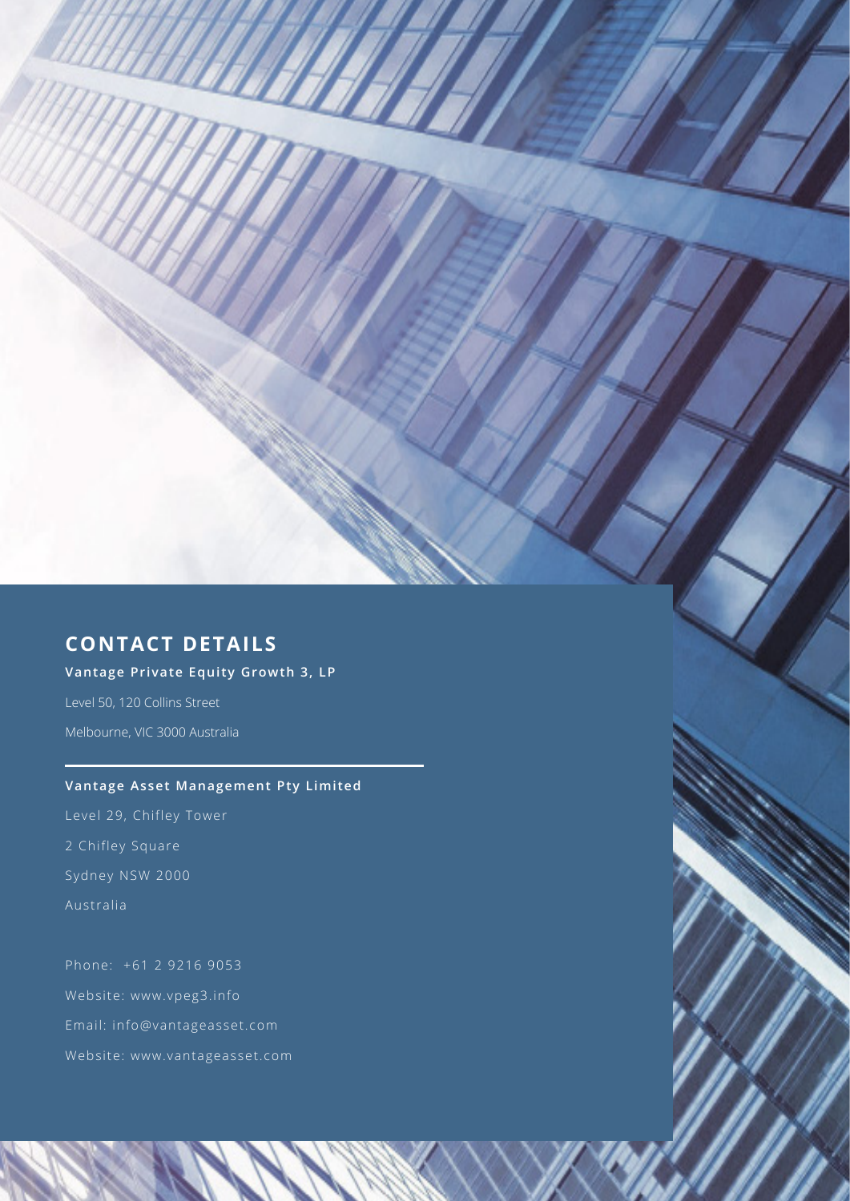## CONTACT DETAILS

**Vantage Private Equity Growth 3, LP**

Level 50, 120 Collins Street

Melbourne, VIC 3000 Australia

**Vantage Asset Management Pty Limited**

Level 29, Chifley Tower

2 Chifley Square

Sydney NSW 2000

Australia

Phone: +61 2 9216 9053

Website: www.vpeg3.info

Email: info@vantageasset.com

Website: www.vantageasset.com